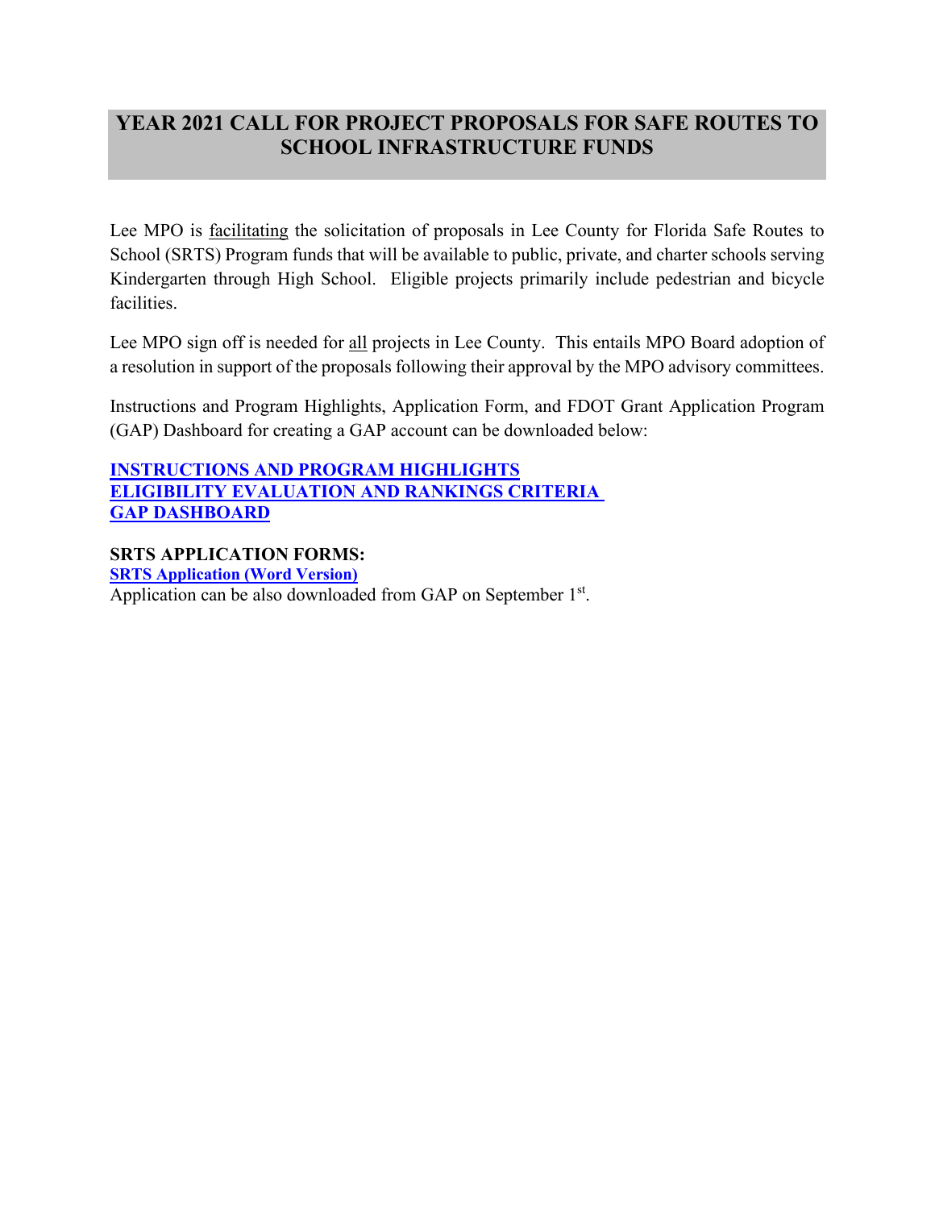# YEAR 2021 CALL FOR PROJECT PROPOSALS FOR SAFE ROUTES TO SCHOOL INFRASTRUCTURE FUNDS

Lee MPO is facilitating the solicitation of proposals in Lee County for Florida Safe Routes to School (SRTS) Program funds that will be available to public, private, and charter schools serving Kindergarten through High School. Eligible projects primarily include pedestrian and bicycle facilities.

Lee MPO sign off is needed for all projects in Lee County. This entails MPO Board adoption of a resolution in support of the proposals following their approval by the MPO advisory committees.

Instructions and Program Highlights, Application Form, and FDOT Grant Application Program (GAP) Dashboard for creating a GAP account can be downloaded below:

**INSTRUCTIONS AND PROGRAM HIGHLIGHTS**
**ELIGIBILITY EVALUATION AND RANKINGS CRITERIA**
**GAP DASHBOARD**

**SRTS APPLICATION FORMS:**
**SRTS Application (Word Version)**
Application can be also downloaded from GAP on September 1st.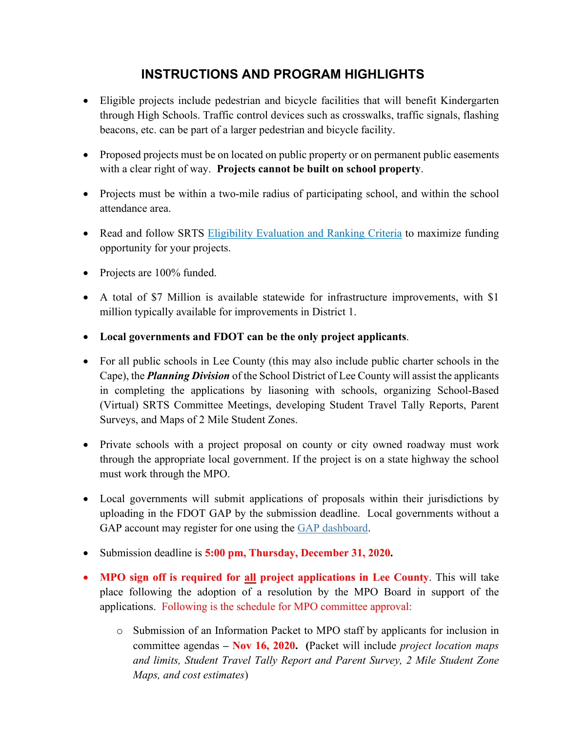## INSTRUCTIONS AND PROGRAM HIGHLIGHTS

- Eligible projects include pedestrian and bicycle facilities that will benefit Kindergarten through High Schools. Traffic control devices such as crosswalks, traffic signals, flashing beacons, etc. can be part of a larger pedestrian and bicycle facility.
- Proposed projects must be on located on public property or on permanent public easements with a clear right of way. **Projects cannot be built on school property**.
- Projects must be within a two-mile radius of participating school, and within the school attendance area.
- Read and follow SRTS [Eligibility Evaluation and Ranking Criteria] to maximize funding opportunity for your projects.
- Projects are 100% funded.
- A total of $7 Million is available statewide for infrastructure improvements, with $1 million typically available for improvements in District 1.
- **Local governments and FDOT can be the only project applicants**.
- For all public schools in Lee County (this may also include public charter schools in the Cape), the ***Planning Division*** of the School District of Lee County will assist the applicants in completing the applications by liasoning with schools, organizing School-Based (Virtual) SRTS Committee Meetings, developing Student Travel Tally Reports, Parent Surveys, and Maps of 2 Mile Student Zones.
- Private schools with a project proposal on county or city owned roadway must work through the appropriate local government. If the project is on a state highway the school must work through the MPO.
- Local governments will submit applications of proposals within their jurisdictions by uploading in the FDOT GAP by the submission deadline. Local governments without a GAP account may register for one using the [GAP dashboard].
- Submission deadline is **5:00 pm, Thursday, December 31, 2020.**
- **MPO sign off is required for all project applications in Lee County**. This will take place following the adoption of a resolution by the MPO Board in support of the applications. Following is the schedule for MPO committee approval:
    - Submission of an Information Packet to MPO staff by applicants for inclusion in committee agendas – **Nov 16, 2020. (**Packet will include *project location maps and limits, Student Travel Tally Report and Parent Survey, 2 Mile Student Zone Maps, and cost estimates*)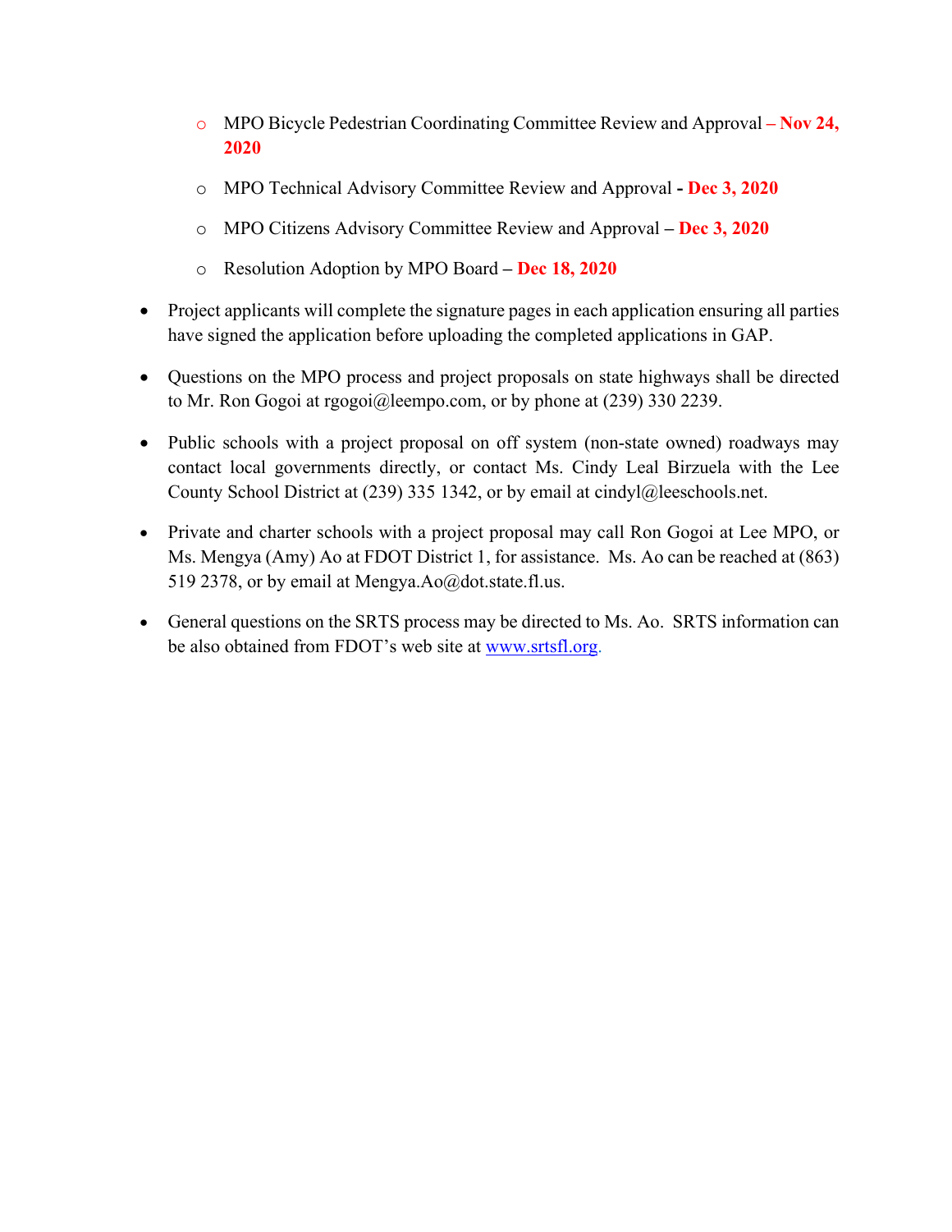- MPO Bicycle Pedestrian Coordinating Committee Review and Approval – **Nov 24, 2020**
  - MPO Technical Advisory Committee Review and Approval - **Dec 3, 2020**
  - MPO Citizens Advisory Committee Review and Approval – **Dec 3, 2020**
  - Resolution Adoption by MPO Board – **Dec 18, 2020**

- Project applicants will complete the signature pages in each application ensuring all parties have signed the application before uploading the completed applications in GAP.

- Questions on the MPO process and project proposals on state highways shall be directed to Mr. Ron Gogoi at rgogoi@leempo.com, or by phone at (239) 330 2239.

- Public schools with a project proposal on off system (non-state owned) roadways may contact local governments directly, or contact Ms. Cindy Leal Birzuela with the Lee County School District at (239) 335 1342, or by email at cindyl@leeschools.net.

- Private and charter schools with a project proposal may call Ron Gogoi at Lee MPO, or Ms. Mengya (Amy) Ao at FDOT District 1, for assistance. Ms. Ao can be reached at (863) 519 2378, or by email at Mengya.Ao@dot.state.fl.us.

- General questions on the SRTS process may be directed to Ms. Ao. SRTS information can be also obtained from FDOT's web site at www.srtsfl.org.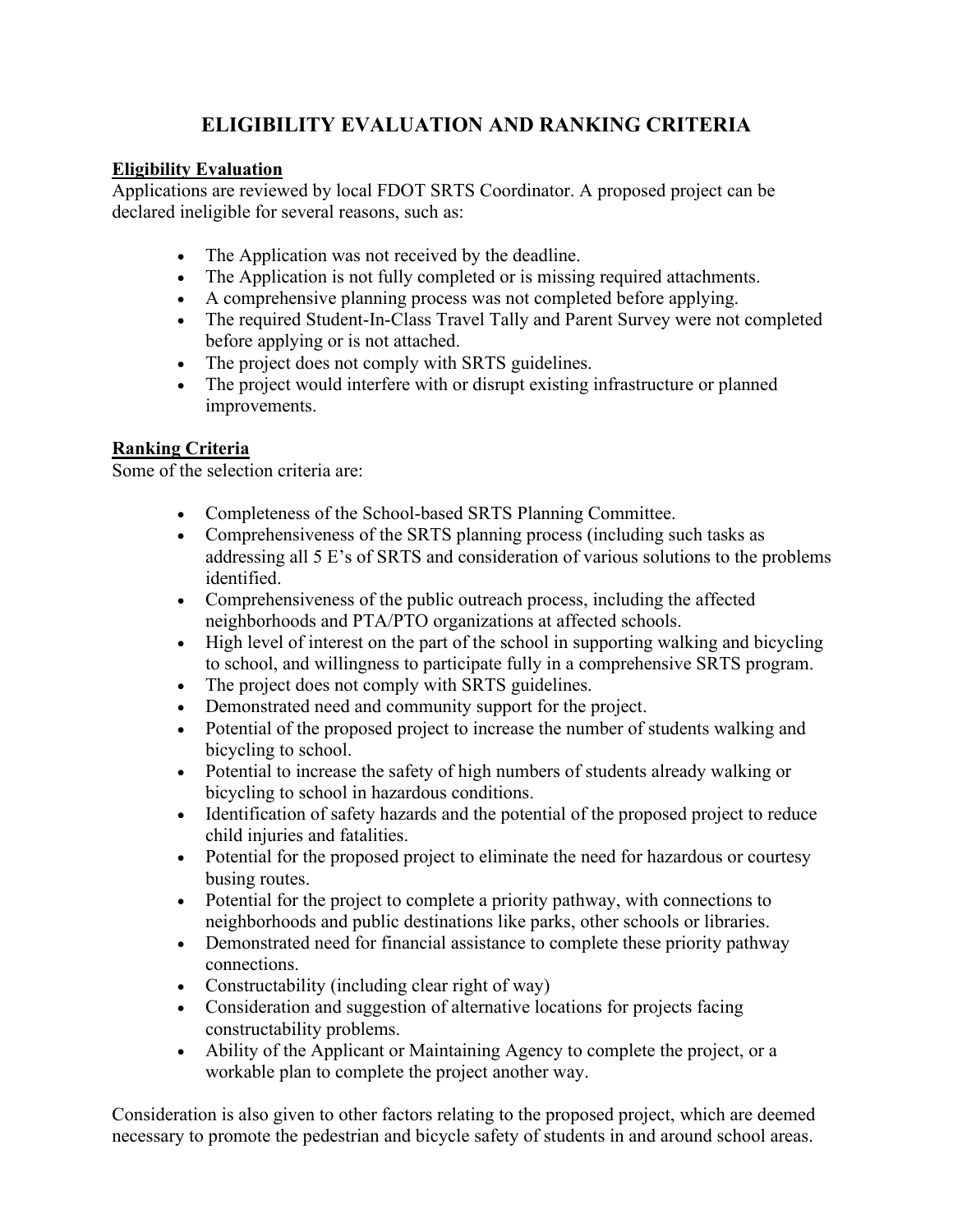# ELIGIBILITY EVALUATION AND RANKING CRITERIA

**Eligibility Evaluation**

Applications are reviewed by local FDOT SRTS Coordinator. A proposed project can be declared ineligible for several reasons, such as:

- The Application was not received by the deadline.
- The Application is not fully completed or is missing required attachments.
- A comprehensive planning process was not completed before applying.
- The required Student-In-Class Travel Tally and Parent Survey were not completed before applying or is not attached.
- The project does not comply with SRTS guidelines.
- The project would interfere with or disrupt existing infrastructure or planned improvements.

**Ranking Criteria**

Some of the selection criteria are:

- Completeness of the School-based SRTS Planning Committee.
- Comprehensiveness of the SRTS planning process (including such tasks as addressing all 5 E's of SRTS and consideration of various solutions to the problems identified.
- Comprehensiveness of the public outreach process, including the affected neighborhoods and PTA/PTO organizations at affected schools.
- High level of interest on the part of the school in supporting walking and bicycling to school, and willingness to participate fully in a comprehensive SRTS program.
- The project does not comply with SRTS guidelines.
- Demonstrated need and community support for the project.
- Potential of the proposed project to increase the number of students walking and bicycling to school.
- Potential to increase the safety of high numbers of students already walking or bicycling to school in hazardous conditions.
- Identification of safety hazards and the potential of the proposed project to reduce child injuries and fatalities.
- Potential for the proposed project to eliminate the need for hazardous or courtesy busing routes.
- Potential for the project to complete a priority pathway, with connections to neighborhoods and public destinations like parks, other schools or libraries.
- Demonstrated need for financial assistance to complete these priority pathway connections.
- Constructability (including clear right of way)
- Consideration and suggestion of alternative locations for projects facing constructability problems.
- Ability of the Applicant or Maintaining Agency to complete the project, or a workable plan to complete the project another way.

Consideration is also given to other factors relating to the proposed project, which are deemed necessary to promote the pedestrian and bicycle safety of students in and around school areas.